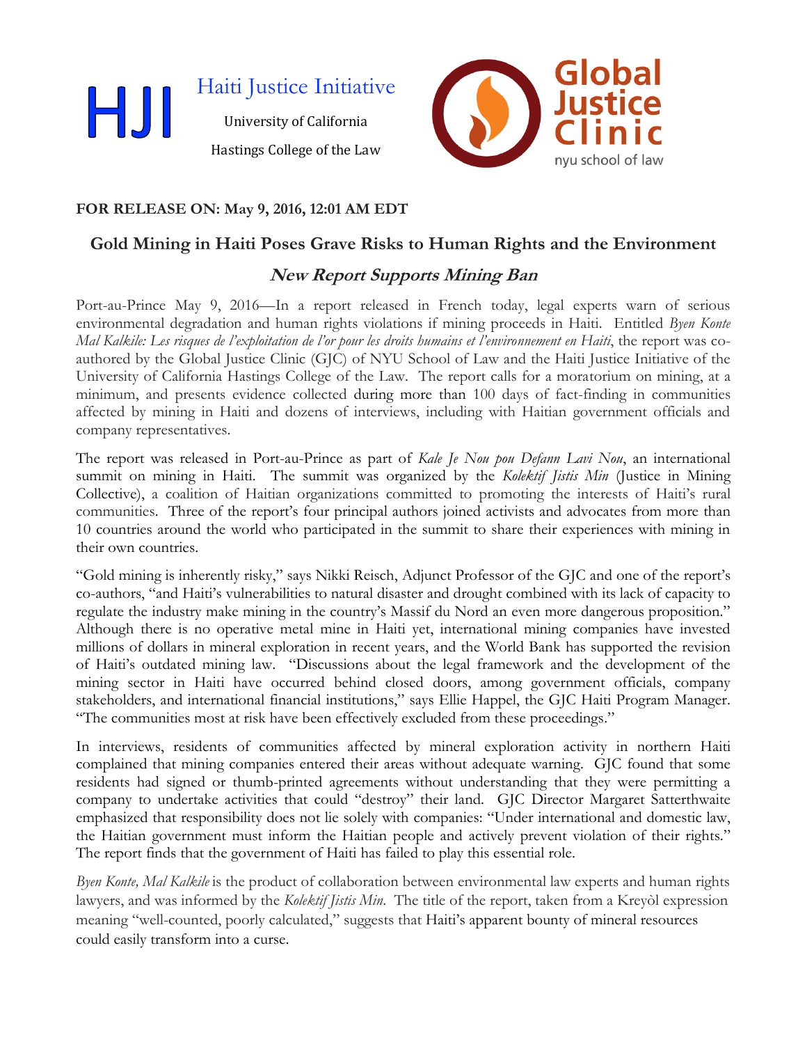HJI Haiti Justice Initiative

University of California

Hastings College of the Law

Global Justice Clinic

nyu school of law

**FOR RELEASE ON: May 9, 2016, 12:01 AM EDT**

## Gold Mining in Haiti Poses Grave Risks to Human Rights and the Environment

### *New Report Supports Mining Ban*

Port-au-Prince May 9, 2016—In a report released in French today, legal experts warn of serious environmental degradation and human rights violations if mining proceeds in Haiti. Entitled *Byen Konte Mal Kalkile: Les risques de l'exploitation de l'or pour les droits humains et l'environnement en Haiti*, the report was co-authored by the Global Justice Clinic (GJC) of NYU School of Law and the Haiti Justice Initiative of the University of California Hastings College of the Law. The report calls for a moratorium on mining, at a minimum, and presents evidence collected during more than 100 days of fact-finding in communities affected by mining in Haiti and dozens of interviews, including with Haitian government officials and company representatives.

The report was released in Port-au-Prince as part of *Kale Je Nou pou Defann Lavi Nou*, an international summit on mining in Haiti. The summit was organized by the *Kolektif Jistis Min* (Justice in Mining Collective), a coalition of Haitian organizations committed to promoting the interests of Haiti's rural communities. Three of the report's four principal authors joined activists and advocates from more than 10 countries around the world who participated in the summit to share their experiences with mining in their own countries.

"Gold mining is inherently risky," says Nikki Reisch, Adjunct Professor of the GJC and one of the report's co-authors, "and Haiti's vulnerabilities to natural disaster and drought combined with its lack of capacity to regulate the industry make mining in the country's Massif du Nord an even more dangerous proposition." Although there is no operative metal mine in Haiti yet, international mining companies have invested millions of dollars in mineral exploration in recent years, and the World Bank has supported the revision of Haiti's outdated mining law. "Discussions about the legal framework and the development of the mining sector in Haiti have occurred behind closed doors, among government officials, company stakeholders, and international financial institutions," says Ellie Happel, the GJC Haiti Program Manager. "The communities most at risk have been effectively excluded from these proceedings."

In interviews, residents of communities affected by mineral exploration activity in northern Haiti complained that mining companies entered their areas without adequate warning. GJC found that some residents had signed or thumb-printed agreements without understanding that they were permitting a company to undertake activities that could "destroy" their land. GJC Director Margaret Satterthwaite emphasized that responsibility does not lie solely with companies: "Under international and domestic law, the Haitian government must inform the Haitian people and actively prevent violation of their rights." The report finds that the government of Haiti has failed to play this essential role.

*Byen Konte, Mal Kalkile* is the product of collaboration between environmental law experts and human rights lawyers, and was informed by the *Kolektif Jistis Min*. The title of the report, taken from a Kreyòl expression meaning "well-counted, poorly calculated," suggests that Haiti's apparent bounty of mineral resources could easily transform into a curse.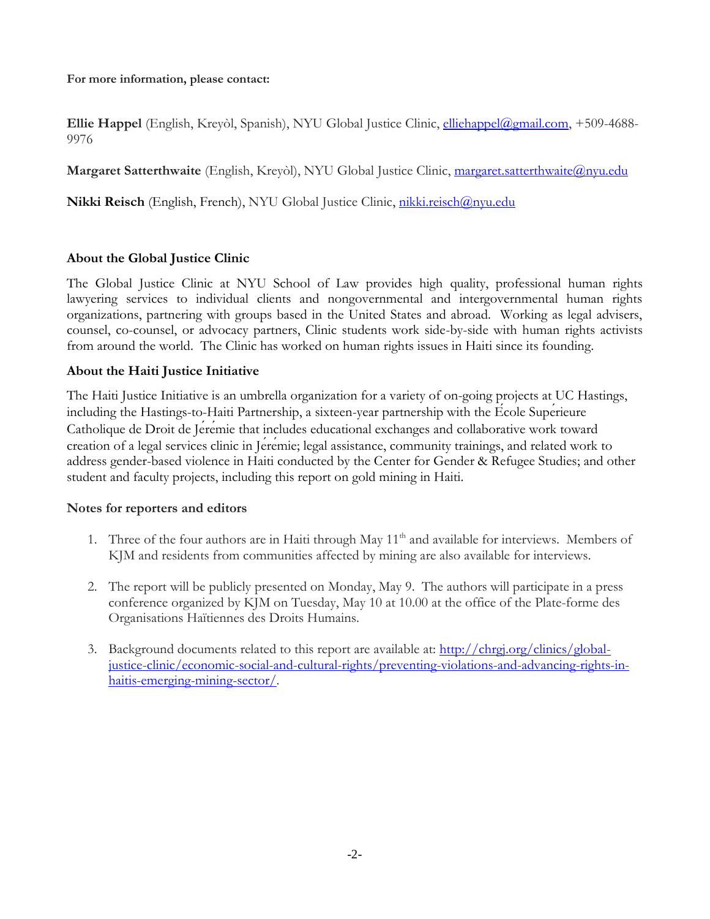**For more information, please contact:**

**Ellie Happel** (English, Kreyòl, Spanish), NYU Global Justice Clinic, elliehappel@gmail.com, +509-4688-9976

**Margaret Satterthwaite** (English, Kreyòl), NYU Global Justice Clinic, margaret.satterthwaite@nyu.edu

**Nikki Reisch** (English, French), NYU Global Justice Clinic, nikki.reisch@nyu.edu

## About the Global Justice Clinic

The Global Justice Clinic at NYU School of Law provides high quality, professional human rights lawyering services to individual clients and nongovernmental and intergovernmental human rights organizations, partnering with groups based in the United States and abroad. Working as legal advisers, counsel, co-counsel, or advocacy partners, Clinic students work side-by-side with human rights activists from around the world. The Clinic has worked on human rights issues in Haiti since its founding.

## About the Haiti Justice Initiative

The Haiti Justice Initiative is an umbrella organization for a variety of on-going projects at UC Hastings, including the Hastings-to-Haiti Partnership, a sixteen-year partnership with the École Supérieure Catholique de Droit de Jérémie that includes educational exchanges and collaborative work toward creation of a legal services clinic in Jérémie; legal assistance, community trainings, and related work to address gender-based violence in Haiti conducted by the Center for Gender & Refugee Studies; and other student and faculty projects, including this report on gold mining in Haiti.

## Notes for reporters and editors

1. Three of the four authors are in Haiti through May 11th and available for interviews. Members of KJM and residents from communities affected by mining are also available for interviews.

2. The report will be publicly presented on Monday, May 9. The authors will participate in a press conference organized by KJM on Tuesday, May 10 at 10.00 at the office of the Plate-forme des Organisations Haïtiennes des Droits Humains.

3. Background documents related to this report are available at: http://chrgj.org/clinics/global-justice-clinic/economic-social-and-cultural-rights/preventing-violations-and-advancing-rights-in-haitis-emerging-mining-sector/.